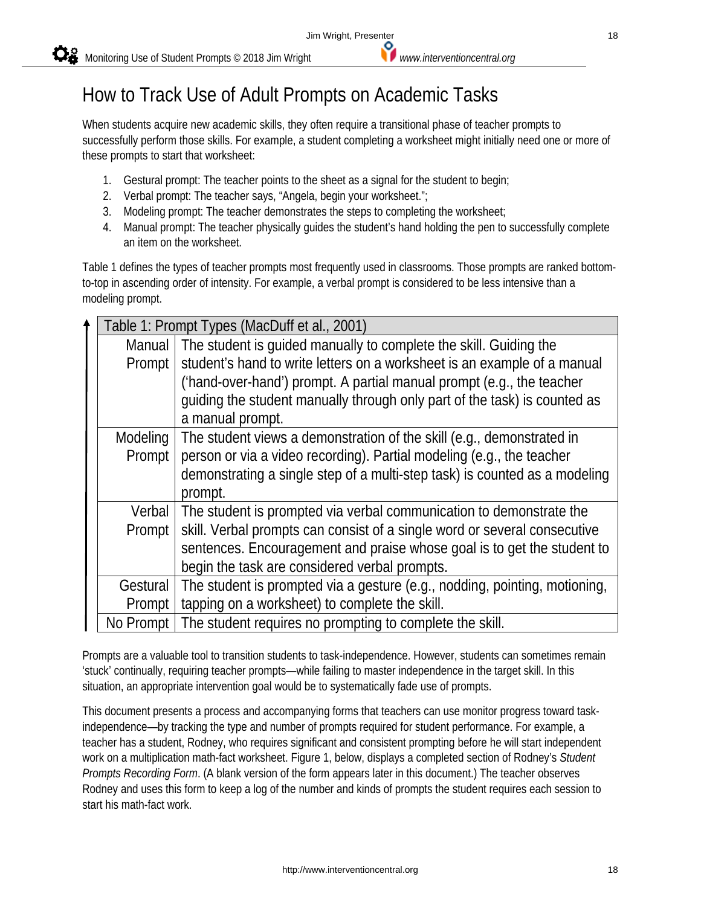# How to Track Use of Adult Prompts on Academic Tasks

When students acquire new academic skills, they often require a transitional phase of teacher prompts to successfully perform those skills. For example, a student completing a worksheet might initially need one or more of these prompts to start that worksheet:

1. Gestural prompt: The teacher points to the sheet as a signal for the student to begin;
2. Verbal prompt: The teacher says, "Angela, begin your worksheet.";
3. Modeling prompt: The teacher demonstrates the steps to completing the worksheet;
4. Manual prompt: The teacher physically guides the student's hand holding the pen to successfully complete an item on the worksheet.

Table 1 defines the types of teacher prompts most frequently used in classrooms. Those prompts are ranked bottom-to-top in ascending order of intensity. For example, a verbal prompt is considered to be less intensive than a modeling prompt.

| Table 1: Prompt Types (MacDuff et al., 2001) | |
|---|---|
| Manual Prompt | The student is guided manually to complete the skill. Guiding the student's hand to write letters on a worksheet is an example of a manual ('hand-over-hand') prompt. A partial manual prompt (e.g., the teacher guiding the student manually through only part of the task) is counted as a manual prompt. |
| Modeling Prompt | The student views a demonstration of the skill (e.g., demonstrated in person or via a video recording). Partial modeling (e.g., the teacher demonstrating a single step of a multi-step task) is counted as a modeling prompt. |
| Verbal Prompt | The student is prompted via verbal communication to demonstrate the skill. Verbal prompts can consist of a single word or several consecutive sentences. Encouragement and praise whose goal is to get the student to begin the task are considered verbal prompts. |
| Gestural Prompt | The student is prompted via a gesture (e.g., nodding, pointing, motioning, tapping on a worksheet) to complete the skill. |
| No Prompt | The student requires no prompting to complete the skill. |

Prompts are a valuable tool to transition students to task-independence. However, students can sometimes remain 'stuck' continually, requiring teacher prompts—while failing to master independence in the target skill. In this situation, an appropriate intervention goal would be to systematically fade use of prompts.

This document presents a process and accompanying forms that teachers can use monitor progress toward task-independence—by tracking the type and number of prompts required for student performance. For example, a teacher has a student, Rodney, who requires significant and consistent prompting before he will start independent work on a multiplication math-fact worksheet. Figure 1, below, displays a completed section of Rodney's *Student Prompts Recording Form*. (A blank version of the form appears later in this document.) The teacher observes Rodney and uses this form to keep a log of the number and kinds of prompts the student requires each session to start his math-fact work.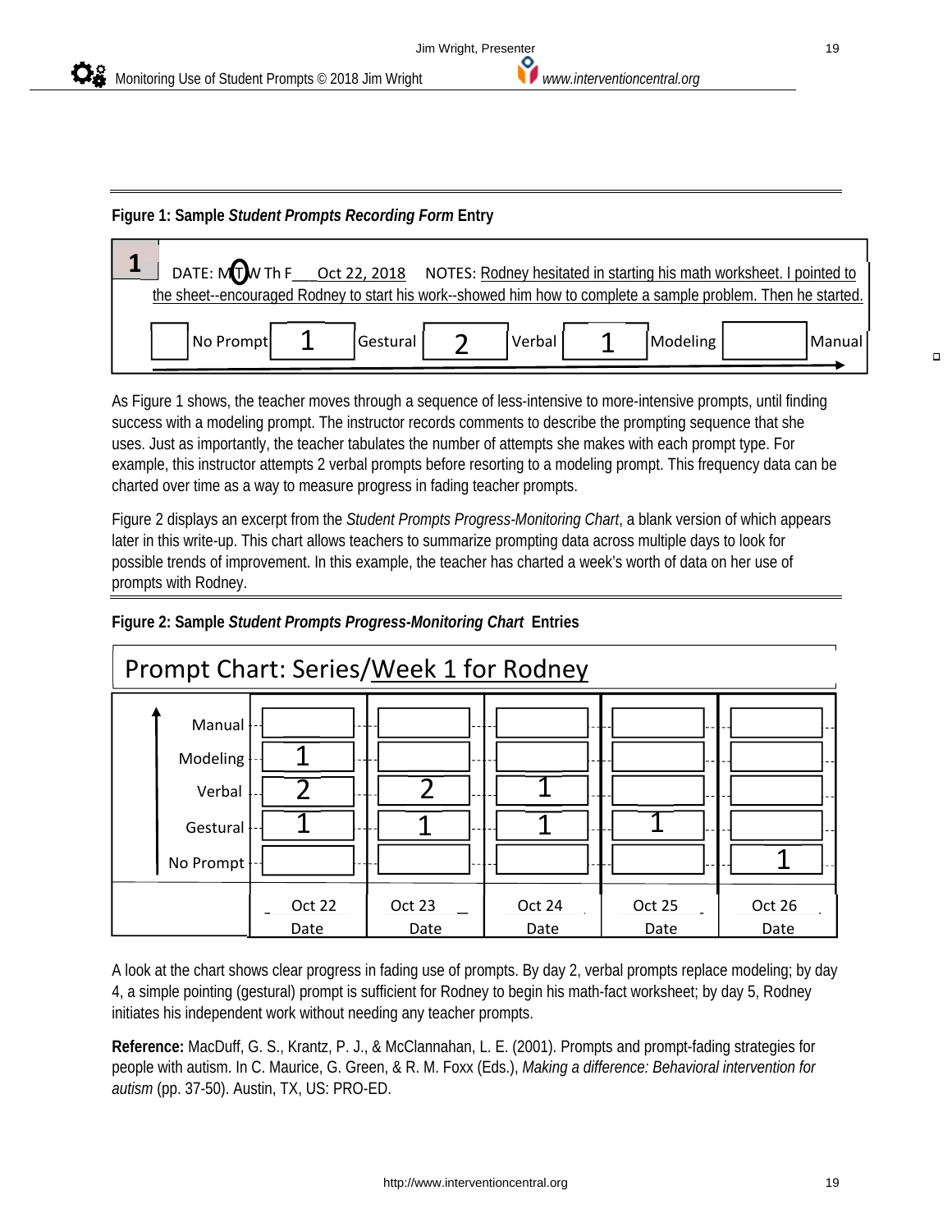**Figure 1: Sample *Student Prompts Recording Form* Entry**

| 1 | DATE: M (T) W Th F ___Oct 22, 2018 NOTES: Rodney hesitated in starting his math worksheet. I pointed to the sheet--encouraged Rodney to start his work--showed him how to complete a sample problem. Then he started. | | | | | | | | |
|---|---|---|---|---|---|---|---|---|---|
| | No Prompt | 1 | Gestural | 2 | Verbal | 1 | Modeling | | Manual |

As Figure 1 shows, the teacher moves through a sequence of less-intensive to more-intensive prompts, until finding success with a modeling prompt. The instructor records comments to describe the prompting sequence that she uses. Just as importantly, the teacher tabulates the number of attempts she makes with each prompt type. For example, this instructor attempts 2 verbal prompts before resorting to a modeling prompt. This frequency data can be charted over time as a way to measure progress in fading teacher prompts.

Figure 2 displays an excerpt from the *Student Prompts Progress-Monitoring Chart*, a blank version of which appears later in this write-up. This chart allows teachers to summarize prompting data across multiple days to look for possible trends of improvement. In this example, the teacher has charted a week's worth of data on her use of prompts with Rodney.

**Figure 2: Sample *Student Prompts Progress-Monitoring Chart* Entries**

**Prompt Chart: Series/Week 1 for Rodney**

| | | | | | |
|---|---|---|---|---|---|
| Manual | | | | | |
| Modeling | 1 | | | | |
| Verbal | 2 | 2 | 1 | | |
| Gestural | 1 | 1 | 1 | 1 | |
| No Prompt | | | | | 1 |
| | Oct 22<br>Date | Oct 23<br>Date | Oct 24<br>Date | Oct 25<br>Date | Oct 26<br>Date |

A look at the chart shows clear progress in fading use of prompts. By day 2, verbal prompts replace modeling; by day 4, a simple pointing (gestural) prompt is sufficient for Rodney to begin his math-fact worksheet; by day 5, Rodney initiates his independent work without needing any teacher prompts.

**Reference:** MacDuff, G. S., Krantz, P. J., & McClannahan, L. E. (2001). Prompts and prompt-fading strategies for people with autism. In C. Maurice, G. Green, & R. M. Foxx (Eds.), *Making a difference: Behavioral intervention for autism* (pp. 37-50). Austin, TX, US: PRO-ED.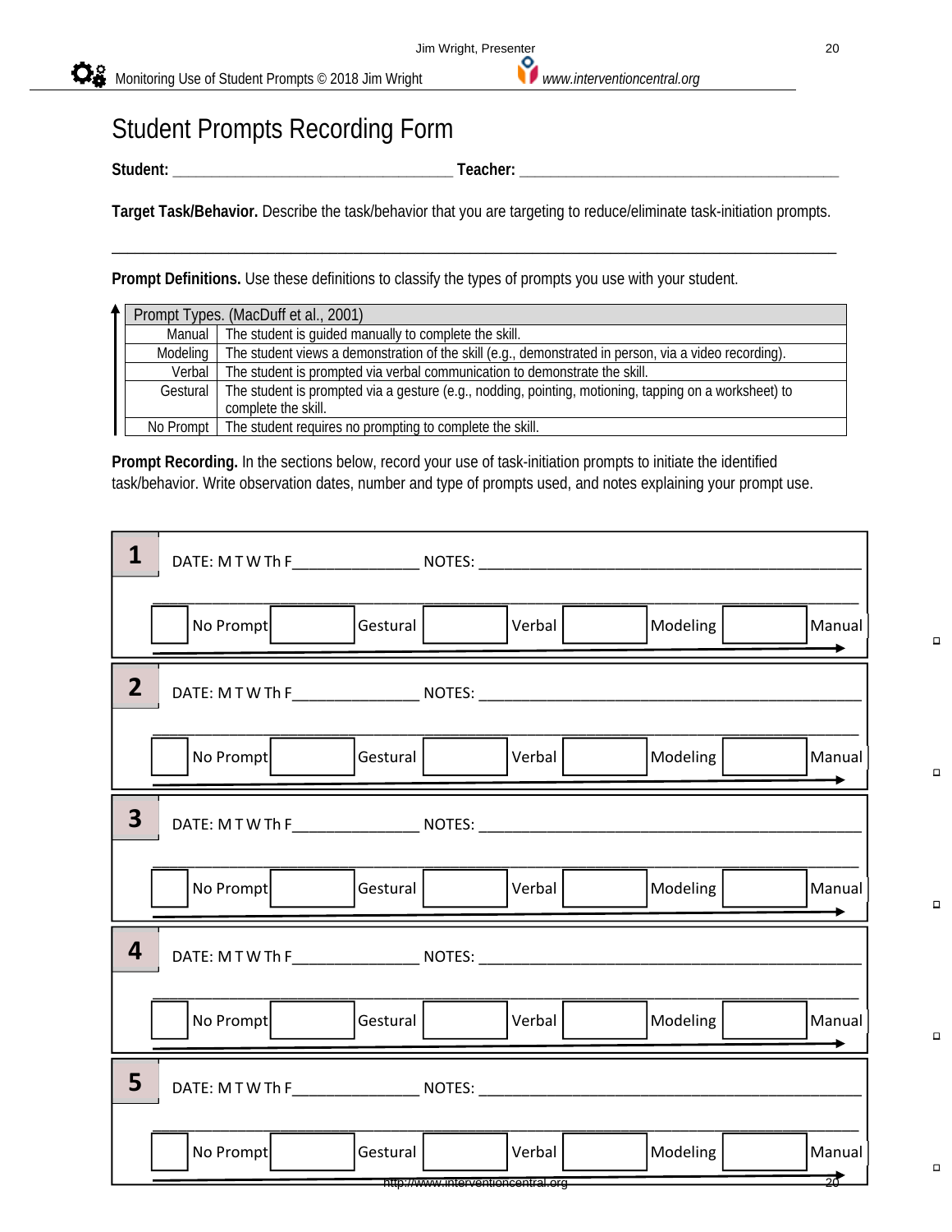# Student Prompts Recording Form

**Student:** ___________________________________ **Teacher:** ________________________________________

**Target Task/Behavior.** Describe the task/behavior that you are targeting to reduce/eliminate task-initiation prompts.

_____________________________________________________________________________________________

**Prompt Definitions.** Use these definitions to classify the types of prompts you use with your student.

| Prompt Types. (MacDuff et al., 2001) | |
|---|---|
| Manual | The student is guided manually to complete the skill. |
| Modeling | The student views a demonstration of the skill (e.g., demonstrated in person, via a video recording). |
| Verbal | The student is prompted via verbal communication to demonstrate the skill. |
| Gestural | The student is prompted via a gesture (e.g., nodding, pointing, motioning, tapping on a worksheet) to complete the skill. |
| No Prompt | The student requires no prompting to complete the skill. |

**Prompt Recording.** In the sections below, record your use of task-initiation prompts to initiate the identified task/behavior. Write observation dates, number and type of prompts used, and notes explaining your prompt use.

**1** DATE: M T W Th F_______________ NOTES: ______________________________________________

_____________________________________________________________________________________________

| | No Prompt | | Gestural | | Verbal | | Modeling | | Manual |
|---|---|---|---|---|---|---|---|---|---|

**2** DATE: M T W Th F_______________ NOTES: ______________________________________________

_____________________________________________________________________________________________

| | No Prompt | | Gestural | | Verbal | | Modeling | | Manual |
|---|---|---|---|---|---|---|---|---|---|

**3** DATE: M T W Th F_______________ NOTES: ______________________________________________

_____________________________________________________________________________________________

| | No Prompt | | Gestural | | Verbal | | Modeling | | Manual |
|---|---|---|---|---|---|---|---|---|---|

**4** DATE: M T W Th F_______________ NOTES: ______________________________________________

_____________________________________________________________________________________________

| | No Prompt | | Gestural | | Verbal | | Modeling | | Manual |
|---|---|---|---|---|---|---|---|---|---|

**5** DATE: M T W Th F_______________ NOTES: ______________________________________________

_____________________________________________________________________________________________

| | No Prompt | | Gestural | | Verbal | | Modeling | | Manual |
|---|---|---|---|---|---|---|---|---|---|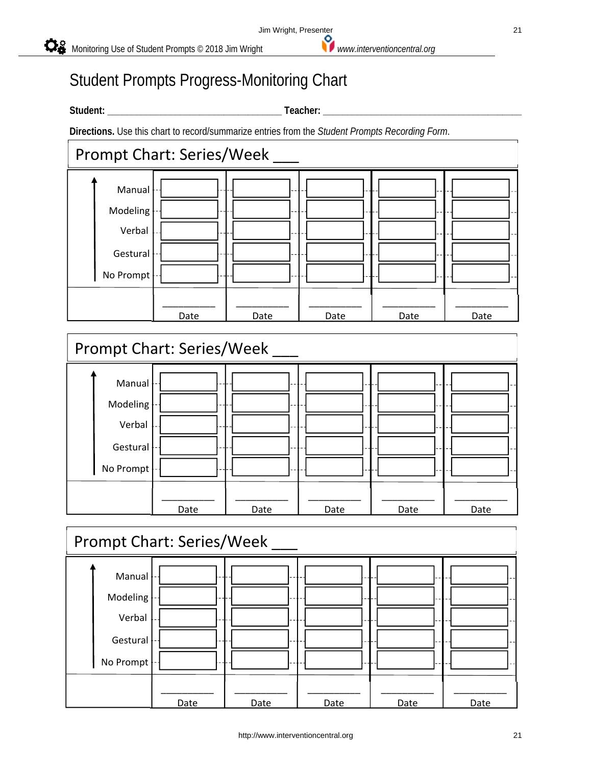# Student Prompts Progress-Monitoring Chart

**Student:** ________________________________ **Teacher:** ____________________________________

**Directions.** Use this chart to record/summarize entries from the *Student Prompts Recording Form*.

## Prompt Chart: Series/Week ___

| | | | | | |
|---|---|---|---|---|---|
| Manual | | | | | |
| Modeling | | | | | |
| Verbal | | | | | |
| Gestural | | | | | |
| No Prompt | | | | | |
| | _________ Date | _________ Date | _________ Date | _________ Date | _________ Date |

## Prompt Chart: Series/Week ___

| | | | | | |
|---|---|---|---|---|---|
| Manual | | | | | |
| Modeling | | | | | |
| Verbal | | | | | |
| Gestural | | | | | |
| No Prompt | | | | | |
| | _________ Date | _________ Date | _________ Date | _________ Date | _________ Date |

## Prompt Chart: Series/Week ___

| | | | | | |
|---|---|---|---|---|---|
| Manual | | | | | |
| Modeling | | | | | |
| Verbal | | | | | |
| Gestural | | | | | |
| No Prompt | | | | | |
| | _________ Date | _________ Date | _________ Date | _________ Date | _________ Date |